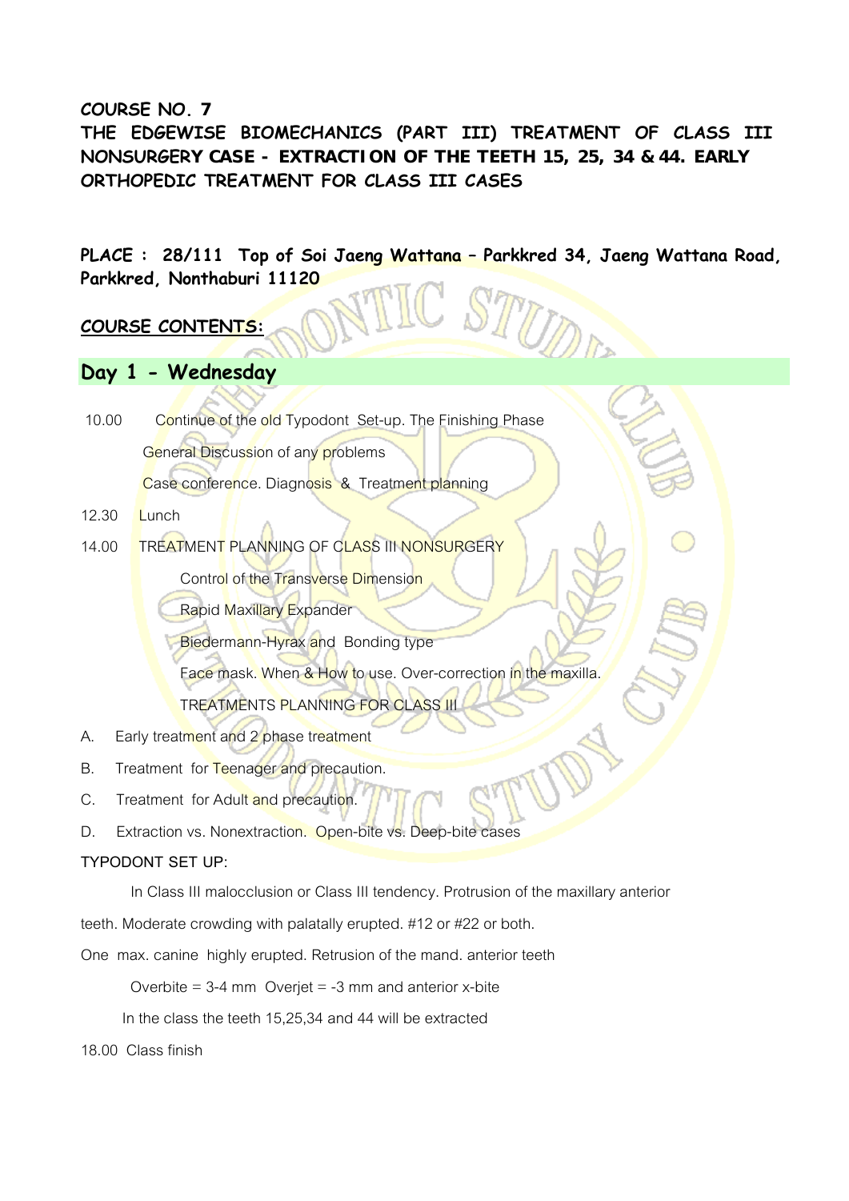**COURSE NO. 7**

**THE EDGEWISE BIOMECHANICS (PART III) TREATMENT OF CLASS III NONSURGERY CASE - EXTRACTION OF THE TEETH 15, 25, 34 & 44. EARLY ORTHOPEDIC TREATMENT FOR CLASS III CASES**

**PLACE : 28/111 Top of Soi Jaeng Wattana – Parkkred 34, Jaeng Wattana Road, Parkkred, Nonthaburi 11120**

**COURSE CONTENTS:**

## Day 1 - Wednesday

10.00 Continue of the old Typodont Set-up. The Finishing Phase

General Discussion of any problems

Case conference. Diagnosis & Treatment planning

12.30 Lunch

14.00 TREATMENT PLANNING OF CLASS III NONSURGERY

Control of the Transverse Dimension

Rapid Maxillary Expander

Biedermann-Hyrax and Bonding type

Face mask. When & How to use. Over-correction in the maxilla.

TREATMENTS PLANNING FOR CLASS III

A. Early treatment and 2 phase treatment

B. Treatment for Teenager and precaution.

C. Treatment for Adult and precaution.

D. Extraction vs. Nonextraction. Open-bite vs. Deep-bite cases

TYPODONT SET UP:

In Class III malocclusion or Class III tendency. Protrusion of the maxillary anterior teeth. Moderate crowding with palatally erupted. #12 or #22 or both.

One max. canine highly erupted. Retrusion of the mand. anterior teeth

Overbite = 3-4 mm Overjet = -3 mm and anterior x-bite

In the class the teeth 15,25,34 and 44 will be extracted

18.00 Class finish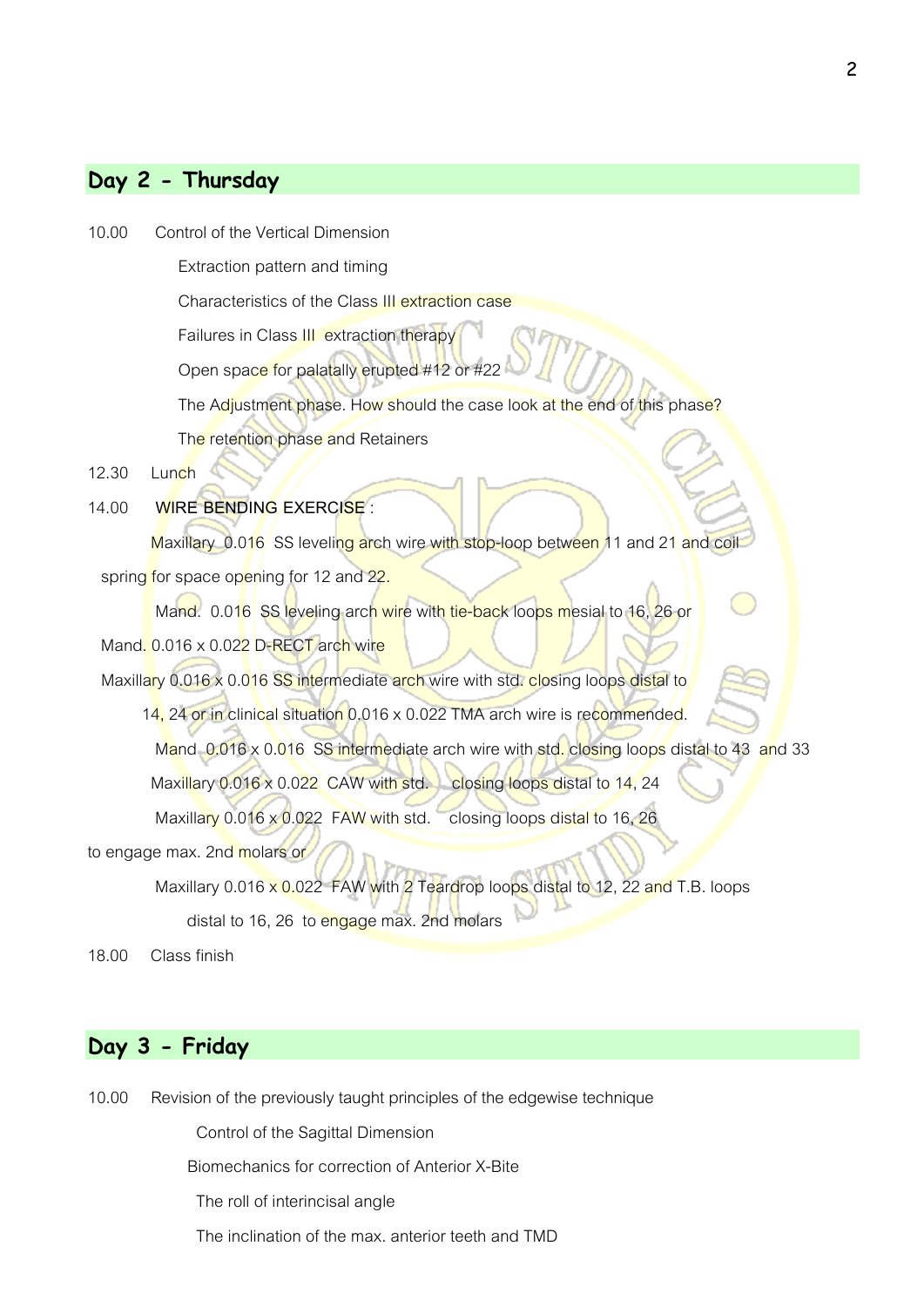## Day 2 - Thursday

10.00 Control of the Vertical Dimension

Extraction pattern and timing

Characteristics of the Class III extraction case

Failures in Class III extraction therapy

Open space for palatally erupted #12 or #22

The Adjustment phase. How should the case look at the end of this phase?

The retention phase and Retainers

12.30 Lunch

14.00 **WIRE BENDING EXERCISE** :

Maxillary 0.016 SS leveling arch wire with stop-loop between 11 and 21 and coil spring for space opening for 12 and 22.

Mand. 0.016 SS leveling arch wire with tie-back loops mesial to 16, 26 or Mand. 0.016 x 0.022 D-RECT arch wire

Maxillary 0.016 x 0.016 SS intermediate arch wire with std. closing loops distal to 14, 24 or in clinical situation 0.016 x 0.022 TMA arch wire is recommended.

Mand 0.016 x 0.016 SS intermediate arch wire with std. closing loops distal to 43 and 33

Maxillary 0.016 x 0.022 CAW with std. closing loops distal to 14, 24

Maxillary 0.016 x 0.022 FAW with std. closing loops distal to 16, 26 to engage max. 2nd molars or

Maxillary 0.016 x 0.022 FAW with 2 Teardrop loops distal to 12, 22 and T.B. loops distal to 16, 26 to engage max. 2nd molars

18.00 Class finish

## Day 3 - Friday

10.00 Revision of the previously taught principles of the edgewise technique

Control of the Sagittal Dimension

Biomechanics for correction of Anterior X-Bite

The roll of interincisal angle

The inclination of the max. anterior teeth and TMD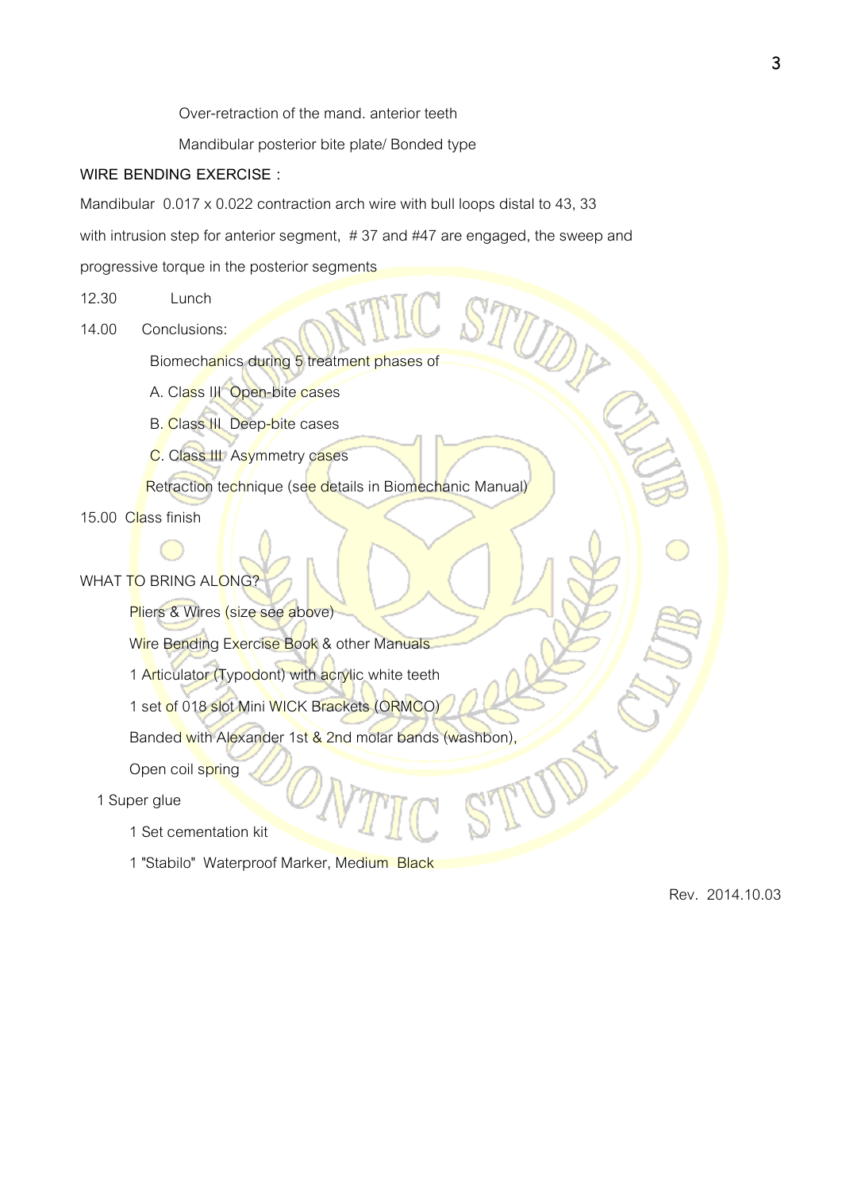Over-retraction of the mand. anterior teeth

Mandibular posterior bite plate/ Bonded type

**WIRE BENDING EXERCISE :**

Mandibular 0.017 x 0.022 contraction arch wire with bull loops distal to 43, 33 with intrusion step for anterior segment, # 37 and #47 are engaged, the sweep and progressive torque in the posterior segments

12.30 Lunch

14.00 Conclusions:

Biomechanics during 5 treatment phases of

A. Class III Open-bite cases

B. Class III Deep-bite cases

C. Class III Asymmetry cases

Retraction technique (see details in Biomechanic Manual)

15.00 Class finish

WHAT TO BRING ALONG?

- Pliers & Wires (size see above)
- Wire Bending Exercise Book & other Manuals
- 1 Articulator (Typodont) with acrylic white teeth
- 1 set of 018 slot Mini WICK Brackets (ORMCO)
- Banded with Alexander 1st & 2nd molar bands (washbon),
- Open coil spring
- 1 Super glue
- 1 Set cementation kit
- 1 "Stabilo" Waterproof Marker, Medium Black

Rev. 2014.10.03